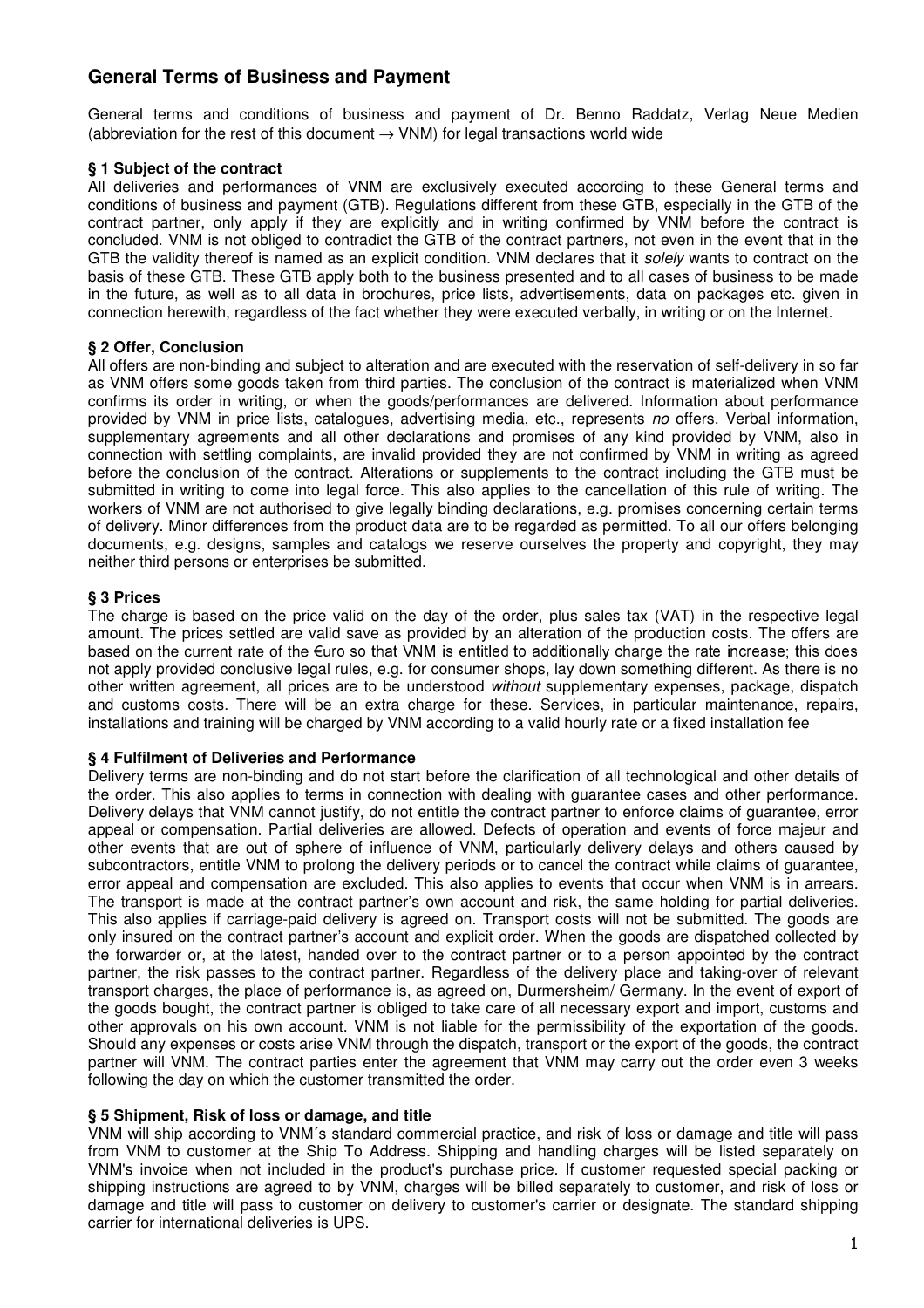## General Terms of Business and Payment

General terms and conditions of business and payment of Dr. Benno Raddatz, Verlag Neue Medien (abbreviation for the rest of this document → VNM) for legal transactions world wide

### § 1 Subject of the contract

All deliveries and performances of VNM are exclusively executed according to these General terms and conditions of business and payment (GTB). Regulations different from these GTB, especially in the GTB of the contract partner, only apply if they are explicitly and in writing confirmed by VNM before the contract is concluded. VNM is not obliged to contradict the GTB of the contract partners, not even in the event that in the GTB the validity thereof is named as an explicit condition. VNM declares that it *solely* wants to contract on the basis of these GTB. These GTB apply both to the business presented and to all cases of business to be made in the future, as well as to all data in brochures, price lists, advertisements, data on packages etc. given in connection herewith, regardless of the fact whether they were executed verbally, in writing or on the Internet.

### § 2 Offer, Conclusion

All offers are non-binding and subject to alteration and are executed with the reservation of self-delivery in so far as VNM offers some goods taken from third parties. The conclusion of the contract is materialized when VNM confirms its order in writing, or when the goods/performances are delivered. Information about performance provided by VNM in price lists, catalogues, advertising media, etc., represents *no* offers. Verbal information, supplementary agreements and all other declarations and promises of any kind provided by VNM, also in connection with settling complaints, are invalid provided they are not confirmed by VNM in writing as agreed before the conclusion of the contract. Alterations or supplements to the contract including the GTB must be submitted in writing to come into legal force. This also applies to the cancellation of this rule of writing. The workers of VNM are not authorised to give legally binding declarations, e.g. promises concerning certain terms of delivery. Minor differences from the product data are to be regarded as permitted. To all our offers belonging documents, e.g. designs, samples and catalogs we reserve ourselves the property and copyright, they may neither third persons or enterprises be submitted.

### § 3 Prices

The charge is based on the price valid on the day of the order, plus sales tax (VAT) in the respective legal amount. The prices settled are valid save as provided by an alteration of the production costs. The offers are based on the current rate of the €uro so that VNM is entitled to additionally charge the rate increase; this does not apply provided conclusive legal rules, e.g. for consumer shops, lay down something different. As there is no other written agreement, all prices are to be understood *without* supplementary expenses, package, dispatch and customs costs. There will be an extra charge for these. Services, in particular maintenance, repairs, installations and training will be charged by VNM according to a valid hourly rate or a fixed installation fee

### § 4 Fulfilment of Deliveries and Performance

Delivery terms are non-binding and do not start before the clarification of all technological and other details of the order. This also applies to terms in connection with dealing with guarantee cases and other performance. Delivery delays that VNM cannot justify, do not entitle the contract partner to enforce claims of guarantee, error appeal or compensation. Partial deliveries are allowed. Defects of operation and events of force majeur and other events that are out of sphere of influence of VNM, particularly delivery delays and others caused by subcontractors, entitle VNM to prolong the delivery periods or to cancel the contract while claims of guarantee, error appeal and compensation are excluded. This also applies to events that occur when VNM is in arrears. The transport is made at the contract partner's own account and risk, the same holding for partial deliveries. This also applies if carriage-paid delivery is agreed on. Transport costs will not be submitted. The goods are only insured on the contract partner's account and explicit order. When the goods are dispatched collected by the forwarder or, at the latest, handed over to the contract partner or to a person appointed by the contract partner, the risk passes to the contract partner. Regardless of the delivery place and taking-over of relevant transport charges, the place of performance is, as agreed on, Durmersheim/ Germany. In the event of export of the goods bought, the contract partner is obliged to take care of all necessary export and import, customs and other approvals on his own account. VNM is not liable for the permissibility of the exportation of the goods. Should any expenses or costs arise VNM through the dispatch, transport or the export of the goods, the contract partner will VNM. The contract parties enter the agreement that VNM may carry out the order even 3 weeks following the day on which the customer transmitted the order.

### § 5 Shipment, Risk of loss or damage, and title

VNM will ship according to VNM´s standard commercial practice, and risk of loss or damage and title will pass from VNM to customer at the Ship To Address. Shipping and handling charges will be listed separately on VNM's invoice when not included in the product's purchase price. If customer requested special packing or shipping instructions are agreed to by VNM, charges will be billed separately to customer, and risk of loss or damage and title will pass to customer on delivery to customer's carrier or designate. The standard shipping carrier for international deliveries is UPS.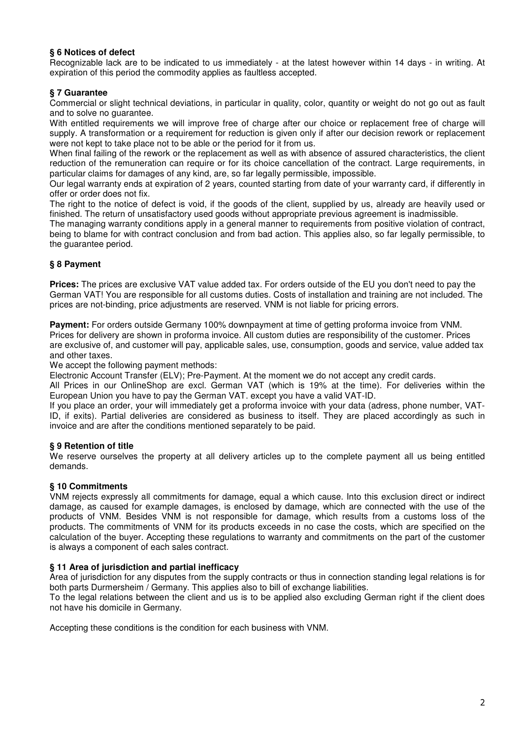**§ 6 Notices of defect**

Recognizable lack are to be indicated to us immediately - at the latest however within 14 days - in writing. At expiration of this period the commodity applies as faultless accepted.

**§ 7 Guarantee**

Commercial or slight technical deviations, in particular in quality, color, quantity or weight do not go out as fault and to solve no guarantee.

With entitled requirements we will improve free of charge after our choice or replacement free of charge will supply. A transformation or a requirement for reduction is given only if after our decision rework or replacement were not kept to take place not to be able or the period for it from us.

When final failing of the rework or the replacement as well as with absence of assured characteristics, the client reduction of the remuneration can require or for its choice cancellation of the contract. Large requirements, in particular claims for damages of any kind, are, so far legally permissible, impossible.

Our legal warranty ends at expiration of 2 years, counted starting from date of your warranty card, if differently in offer or order does not fix.

The right to the notice of defect is void, if the goods of the client, supplied by us, already are heavily used or finished. The return of unsatisfactory used goods without appropriate previous agreement is inadmissible.

The managing warranty conditions apply in a general manner to requirements from positive violation of contract, being to blame for with contract conclusion and from bad action. This applies also, so far legally permissible, to the guarantee period.

**§ 8 Payment**

**Prices:** The prices are exclusive VAT value added tax. For orders outside of the EU you don't need to pay the German VAT! You are responsible for all customs duties. Costs of installation and training are not included. The prices are not-binding, price adjustments are reserved. VNM is not liable for pricing errors.

**Payment:** For orders outside Germany 100% downpayment at time of getting proforma invoice from VNM. Prices for delivery are shown in proforma invoice. All custom duties are responsibility of the customer. Prices are exclusive of, and customer will pay, applicable sales, use, consumption, goods and service, value added tax and other taxes.

We accept the following payment methods:

Electronic Account Transfer (ELV); Pre-Payment. At the moment we do not accept any credit cards.

All Prices in our OnlineShop are excl. German VAT (which is 19% at the time). For deliveries within the European Union you have to pay the German VAT. except you have a valid VAT-ID.

If you place an order, your will immediately get a proforma invoice with your data (adress, phone number, VAT-ID, if exits). Partial deliveries are considered as business to itself. They are placed accordingly as such in invoice and are after the conditions mentioned separately to be paid.

**§ 9 Retention of title**

We reserve ourselves the property at all delivery articles up to the complete payment all us being entitled demands.

**§ 10 Commitments**

VNM rejects expressly all commitments for damage, equal a which cause. Into this exclusion direct or indirect damage, as caused for example damages, is enclosed by damage, which are connected with the use of the products of VNM. Besides VNM is not responsible for damage, which results from a customs loss of the products. The commitments of VNM for its products exceeds in no case the costs, which are specified on the calculation of the buyer. Accepting these regulations to warranty and commitments on the part of the customer is always a component of each sales contract.

**§ 11 Area of jurisdiction and partial inefficacy**

Area of jurisdiction for any disputes from the supply contracts or thus in connection standing legal relations is for both parts Durmersheim / Germany. This applies also to bill of exchange liabilities.

To the legal relations between the client and us is to be applied also excluding German right if the client does not have his domicile in Germany.

Accepting these conditions is the condition for each business with VNM.